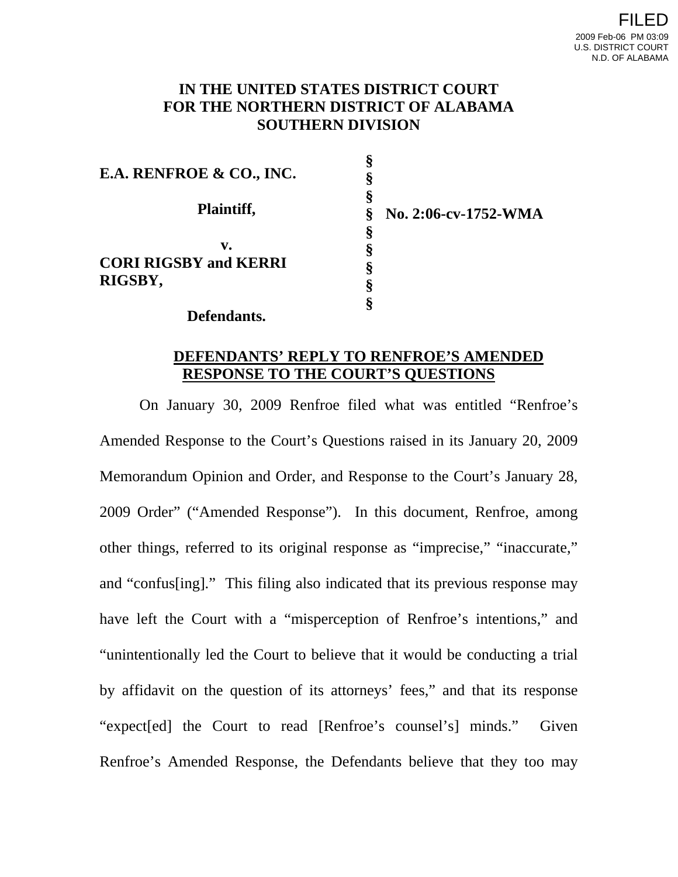FILED
2009 Feb-06 PM 03:09
U.S. DISTRICT COURT
N.D. OF ALABAMA

**IN THE UNITED STATES DISTRICT COURT**
**FOR THE NORTHERN DISTRICT OF ALABAMA**
**SOUTHERN DIVISION**

| | | |
|---|---|---|
| **E.A. RENFROE & CO., INC.** | § | |
| | § | |
| **Plaintiff,** | § | **No. 2:06-cv-1752-WMA** |
| | § | |
| **v.** | § | |
| **CORI RIGSBY and KERRI RIGSBY,** | § | |
| | § | |
| **Defendants.** | § | |

**DEFENDANTS' REPLY TO RENFROE'S AMENDED RESPONSE TO THE COURT'S QUESTIONS**

On January 30, 2009 Renfroe filed what was entitled "Renfroe's Amended Response to the Court's Questions raised in its January 20, 2009 Memorandum Opinion and Order, and Response to the Court's January 28, 2009 Order" ("Amended Response"). In this document, Renfroe, among other things, referred to its original response as "imprecise," "inaccurate," and "confus[ing]." This filing also indicated that its previous response may have left the Court with a "misperception of Renfroe's intentions," and "unintentionally led the Court to believe that it would be conducting a trial by affidavit on the question of its attorneys' fees," and that its response "expect[ed] the Court to read [Renfroe's counsel's] minds." Given Renfroe's Amended Response, the Defendants believe that they too may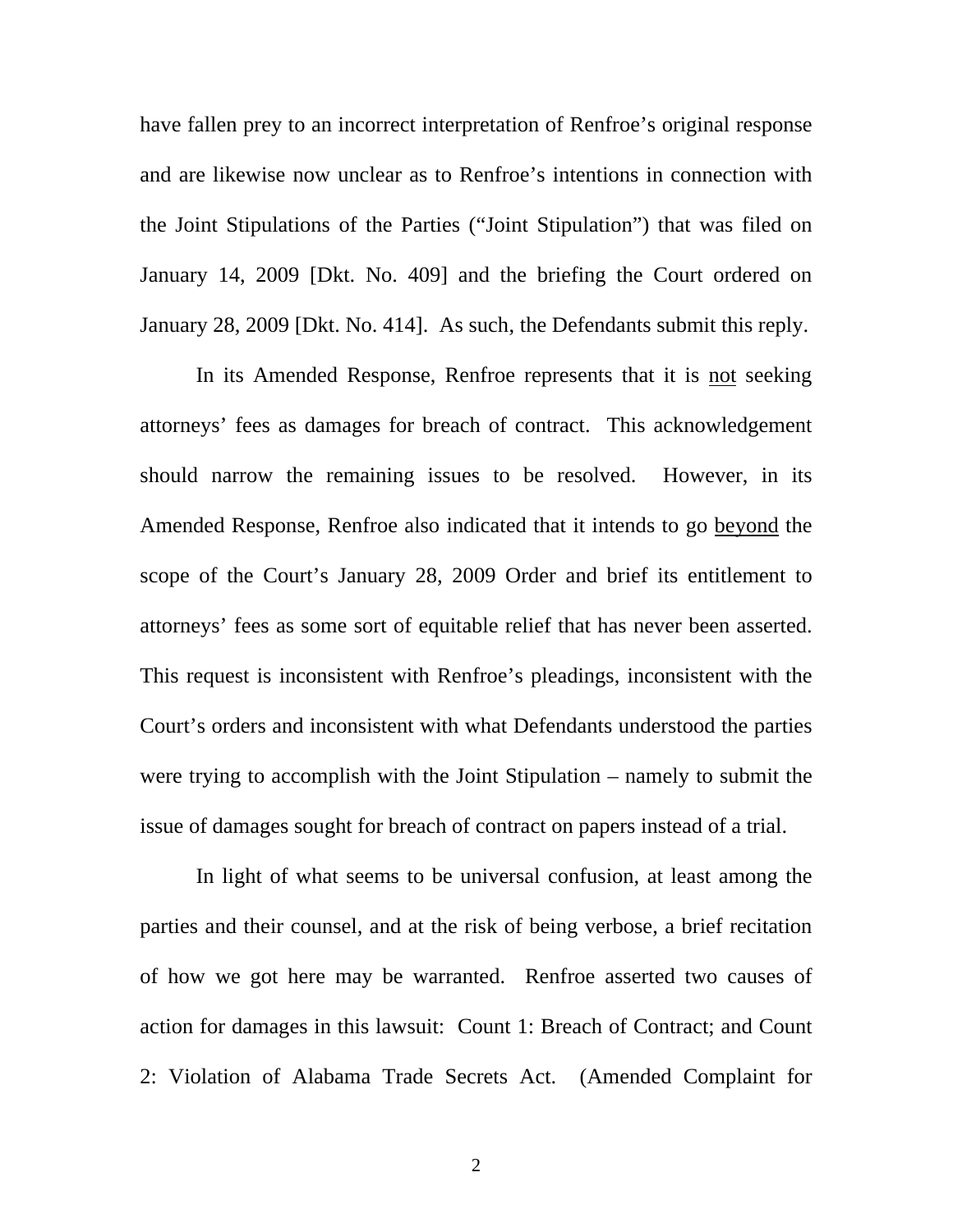have fallen prey to an incorrect interpretation of Renfroe's original response and are likewise now unclear as to Renfroe's intentions in connection with the Joint Stipulations of the Parties ("Joint Stipulation") that was filed on January 14, 2009 [Dkt. No. 409] and the briefing the Court ordered on January 28, 2009 [Dkt. No. 414]. As such, the Defendants submit this reply.

In its Amended Response, Renfroe represents that it is <u>not</u> seeking attorneys' fees as damages for breach of contract. This acknowledgement should narrow the remaining issues to be resolved. However, in its Amended Response, Renfroe also indicated that it intends to go <u>beyond</u> the scope of the Court's January 28, 2009 Order and brief its entitlement to attorneys' fees as some sort of equitable relief that has never been asserted. This request is inconsistent with Renfroe's pleadings, inconsistent with the Court's orders and inconsistent with what Defendants understood the parties were trying to accomplish with the Joint Stipulation – namely to submit the issue of damages sought for breach of contract on papers instead of a trial.

In light of what seems to be universal confusion, at least among the parties and their counsel, and at the risk of being verbose, a brief recitation of how we got here may be warranted. Renfroe asserted two causes of action for damages in this lawsuit: Count 1: Breach of Contract; and Count 2: Violation of Alabama Trade Secrets Act. (Amended Complaint for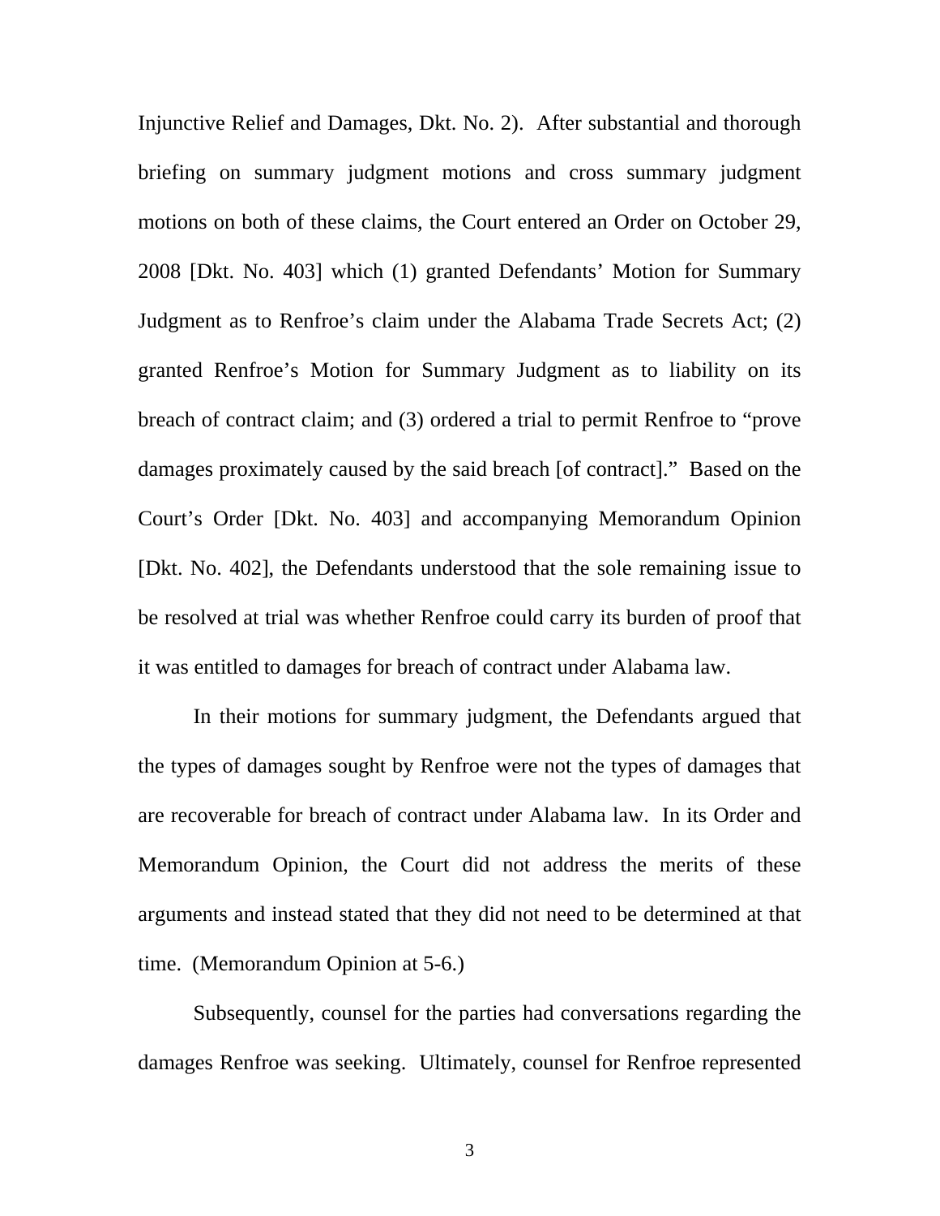Injunctive Relief and Damages, Dkt. No. 2). After substantial and thorough briefing on summary judgment motions and cross summary judgment motions on both of these claims, the Court entered an Order on October 29, 2008 [Dkt. No. 403] which (1) granted Defendants' Motion for Summary Judgment as to Renfroe's claim under the Alabama Trade Secrets Act; (2) granted Renfroe's Motion for Summary Judgment as to liability on its breach of contract claim; and (3) ordered a trial to permit Renfroe to "prove damages proximately caused by the said breach [of contract]." Based on the Court's Order [Dkt. No. 403] and accompanying Memorandum Opinion [Dkt. No. 402], the Defendants understood that the sole remaining issue to be resolved at trial was whether Renfroe could carry its burden of proof that it was entitled to damages for breach of contract under Alabama law.

In their motions for summary judgment, the Defendants argued that the types of damages sought by Renfroe were not the types of damages that are recoverable for breach of contract under Alabama law. In its Order and Memorandum Opinion, the Court did not address the merits of these arguments and instead stated that they did not need to be determined at that time. (Memorandum Opinion at 5-6.)

Subsequently, counsel for the parties had conversations regarding the damages Renfroe was seeking. Ultimately, counsel for Renfroe represented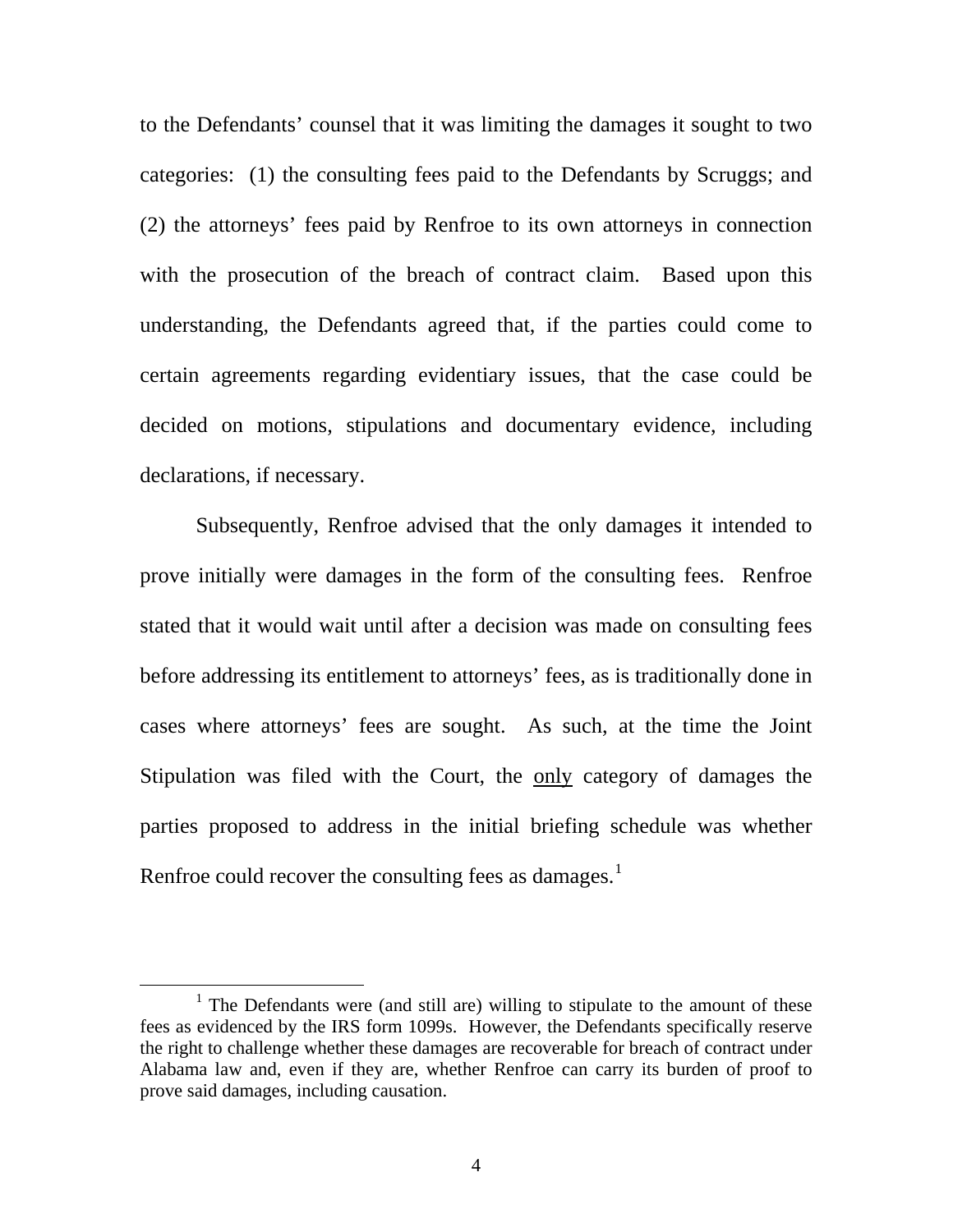to the Defendants' counsel that it was limiting the damages it sought to two categories: (1) the consulting fees paid to the Defendants by Scruggs; and (2) the attorneys' fees paid by Renfroe to its own attorneys in connection with the prosecution of the breach of contract claim. Based upon this understanding, the Defendants agreed that, if the parties could come to certain agreements regarding evidentiary issues, that the case could be decided on motions, stipulations and documentary evidence, including declarations, if necessary.

Subsequently, Renfroe advised that the only damages it intended to prove initially were damages in the form of the consulting fees. Renfroe stated that it would wait until after a decision was made on consulting fees before addressing its entitlement to attorneys' fees, as is traditionally done in cases where attorneys' fees are sought. As such, at the time the Joint Stipulation was filed with the Court, the <u>only</u> category of damages the parties proposed to address in the initial briefing schedule was whether Renfroe could recover the consulting fees as damages.[1]

---

[1] The Defendants were (and still are) willing to stipulate to the amount of these fees as evidenced by the IRS form 1099s. However, the Defendants specifically reserve the right to challenge whether these damages are recoverable for breach of contract under Alabama law and, even if they are, whether Renfroe can carry its burden of proof to prove said damages, including causation.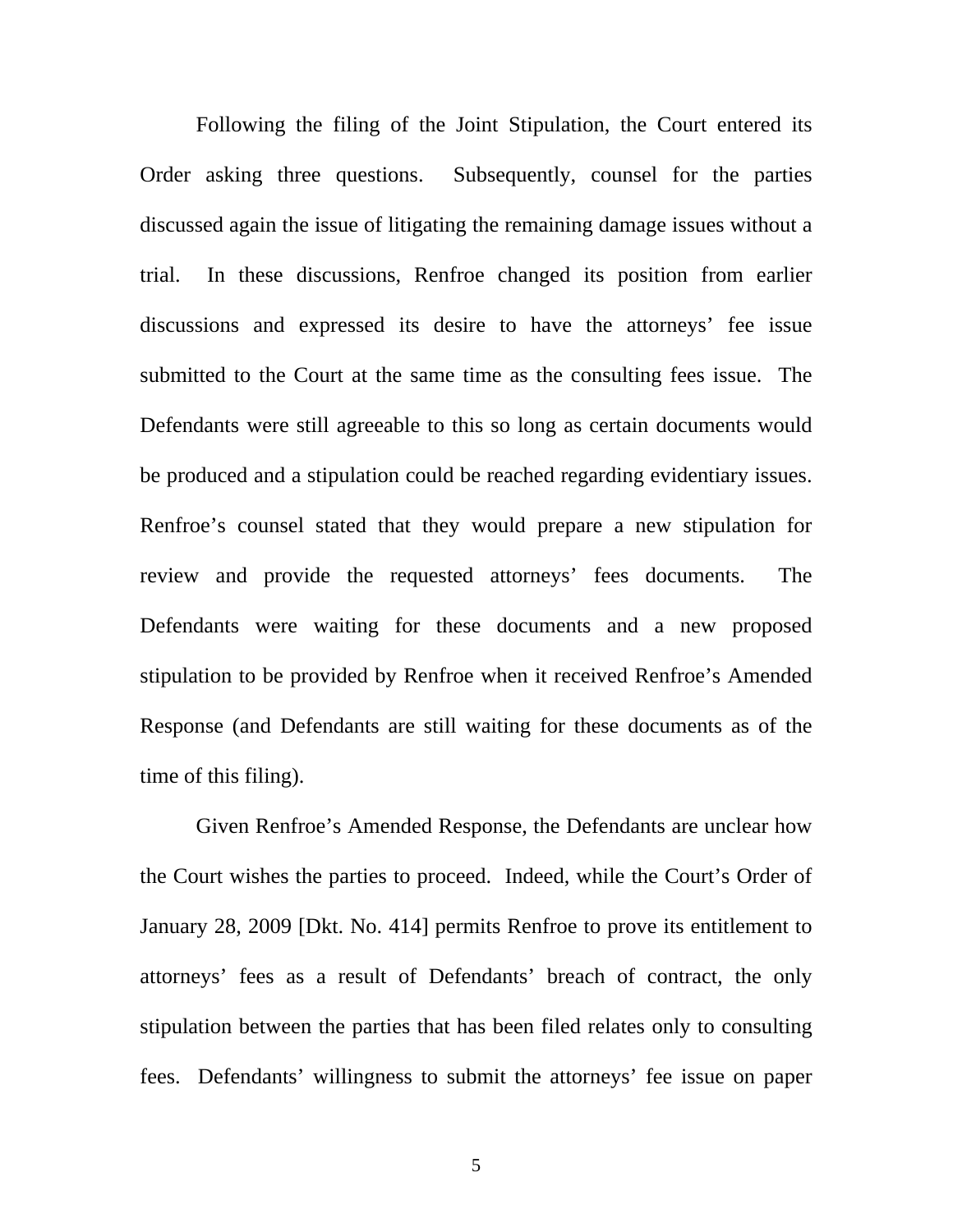Following the filing of the Joint Stipulation, the Court entered its Order asking three questions. Subsequently, counsel for the parties discussed again the issue of litigating the remaining damage issues without a trial. In these discussions, Renfroe changed its position from earlier discussions and expressed its desire to have the attorneys' fee issue submitted to the Court at the same time as the consulting fees issue. The Defendants were still agreeable to this so long as certain documents would be produced and a stipulation could be reached regarding evidentiary issues. Renfroe's counsel stated that they would prepare a new stipulation for review and provide the requested attorneys' fees documents. The Defendants were waiting for these documents and a new proposed stipulation to be provided by Renfroe when it received Renfroe's Amended Response (and Defendants are still waiting for these documents as of the time of this filing).

Given Renfroe's Amended Response, the Defendants are unclear how the Court wishes the parties to proceed. Indeed, while the Court's Order of January 28, 2009 [Dkt. No. 414] permits Renfroe to prove its entitlement to attorneys' fees as a result of Defendants' breach of contract, the only stipulation between the parties that has been filed relates only to consulting fees. Defendants' willingness to submit the attorneys' fee issue on paper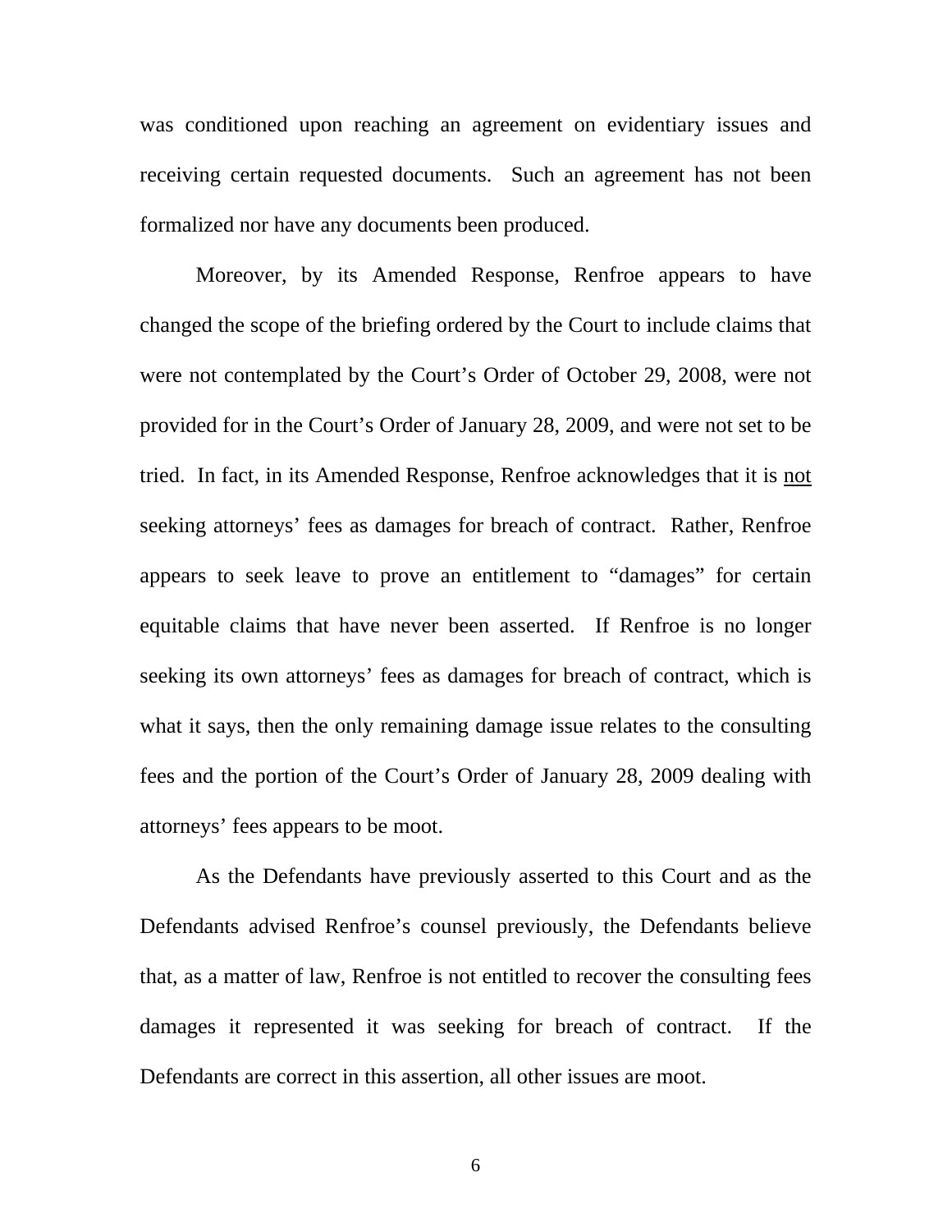was conditioned upon reaching an agreement on evidentiary issues and receiving certain requested documents. Such an agreement has not been formalized nor have any documents been produced.

Moreover, by its Amended Response, Renfroe appears to have changed the scope of the briefing ordered by the Court to include claims that were not contemplated by the Court's Order of October 29, 2008, were not provided for in the Court's Order of January 28, 2009, and were not set to be tried. In fact, in its Amended Response, Renfroe acknowledges that it is <u>not</u> seeking attorneys' fees as damages for breach of contract. Rather, Renfroe appears to seek leave to prove an entitlement to "damages" for certain equitable claims that have never been asserted. If Renfroe is no longer seeking its own attorneys' fees as damages for breach of contract, which is what it says, then the only remaining damage issue relates to the consulting fees and the portion of the Court's Order of January 28, 2009 dealing with attorneys' fees appears to be moot.

As the Defendants have previously asserted to this Court and as the Defendants advised Renfroe's counsel previously, the Defendants believe that, as a matter of law, Renfroe is not entitled to recover the consulting fees damages it represented it was seeking for breach of contract. If the Defendants are correct in this assertion, all other issues are moot.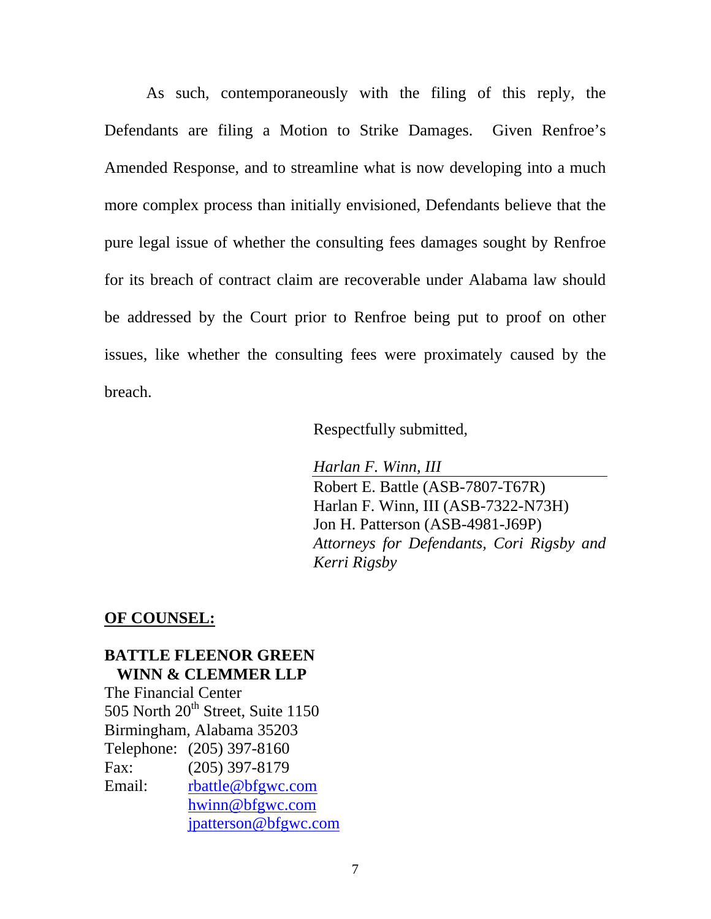As such, contemporaneously with the filing of this reply, the Defendants are filing a Motion to Strike Damages. Given Renfroe's Amended Response, and to streamline what is now developing into a much more complex process than initially envisioned, Defendants believe that the pure legal issue of whether the consulting fees damages sought by Renfroe for its breach of contract claim are recoverable under Alabama law should be addressed by the Court prior to Renfroe being put to proof on other issues, like whether the consulting fees were proximately caused by the breach.

Respectfully submitted,

*Harlan F. Winn, III*

Robert E. Battle (ASB-7807-T67R)
Harlan F. Winn, III (ASB-7322-N73H)
Jon H. Patterson (ASB-4981-J69P)
*Attorneys for Defendants, Cori Rigsby and Kerri Rigsby*

**OF COUNSEL:**

**BATTLE FLEENOR GREEN WINN & CLEMMER LLP**
The Financial Center
505 North 20th Street, Suite 1150
Birmingham, Alabama 35203
Telephone: (205) 397-8160
Fax: (205) 397-8179
Email: rbattle@bfgwc.com
hwinn@bfgwc.com
jpatterson@bfgwc.com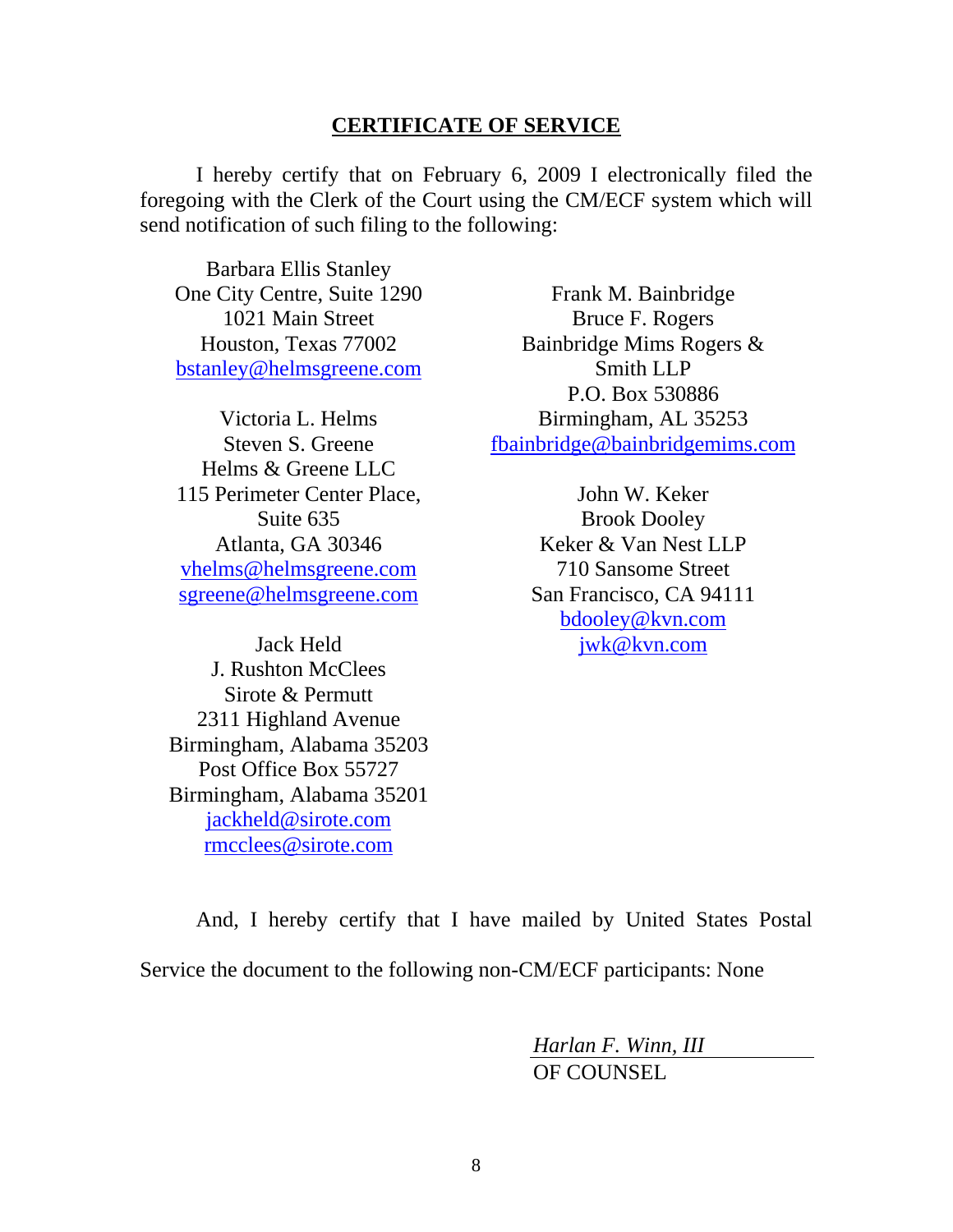## CERTIFICATE OF SERVICE

I hereby certify that on February 6, 2009 I electronically filed the foregoing with the Clerk of the Court using the CM/ECF system which will send notification of such filing to the following:

Barbara Ellis Stanley
One City Centre, Suite 1290
1021 Main Street
Houston, Texas 77002
bstanley@helmsgreene.com

Victoria L. Helms
Steven S. Greene
Helms & Greene LLC
115 Perimeter Center Place,
Suite 635
Atlanta, GA 30346
vhelms@helmsgreene.com
sgreene@helmsgreene.com

Jack Held
J. Rushton McClees
Sirote & Permutt
2311 Highland Avenue
Birmingham, Alabama 35203
Post Office Box 55727
Birmingham, Alabama 35201
jackheld@sirote.com
rmcclees@sirote.com

Frank M. Bainbridge
Bruce F. Rogers
Bainbridge Mims Rogers &
Smith LLP
P.O. Box 530886
Birmingham, AL 35253
fbainbridge@bainbridgemims.com

John W. Keker
Brook Dooley
Keker & Van Nest LLP
710 Sansome Street
San Francisco, CA 94111
bdooley@kvn.com
jwk@kvn.com

And, I hereby certify that I have mailed by United States Postal Service the document to the following non-CM/ECF participants: None

*Harlan F. Winn, III*
OF COUNSEL